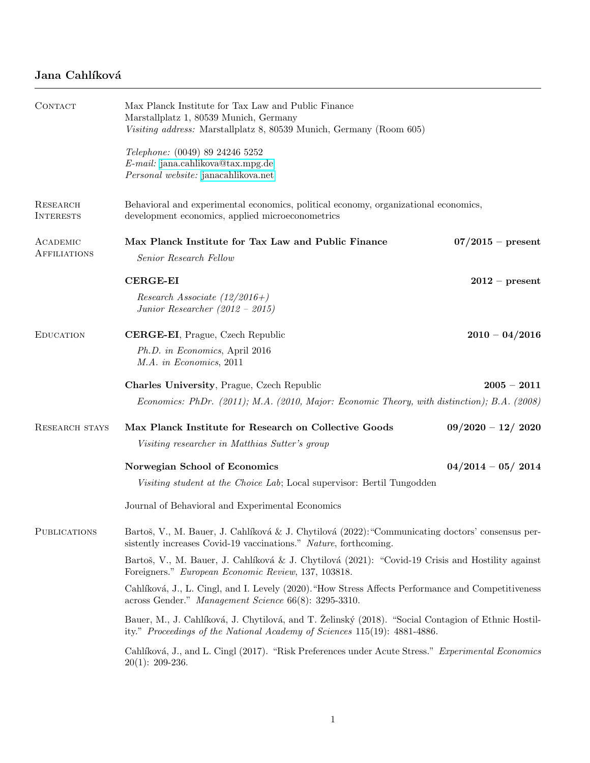# Jana Cahlíková

## Contact

Max Planck Institute for Tax Law and Public Finance
Marstallplatz 1, 80539 Munich, Germany
*Visiting address:* Marstallplatz 8, 80539 Munich, Germany (Room 605)

*Telephone:* (0049) 89 24246 5252
*E-mail:* jana.cahlikova@tax.mpg.de
*Personal website:* janacahlikova.net

## Research Interests

Behavioral and experimental economics, political economy, organizational economics, development economics, applied microeconometrics

## Academic Affiliations

**Max Planck Institute for Tax Law and Public Finance** — **07/2015 – present**

*Senior Research Fellow*

**CERGE-EI** — **2012 – present**

*Research Associate (12/2016+)*
*Junior Researcher (2012 – 2015)*

## Education

**CERGE-EI**, Prague, Czech Republic — **2010 – 04/2016**

*Ph.D. in Economics*, April 2016
*M.A. in Economics*, 2011

**Charles University**, Prague, Czech Republic — **2005 – 2011**

*Economics: PhDr. (2011); M.A. (2010, Major: Economic Theory, with distinction); B.A. (2008)*

## Research stays

**Max Planck Institute for Research on Collective Goods** — **09/2020 – 12/ 2020**

*Visiting researcher in Matthias Sutter's group*

**Norwegian School of Economics** — **04/2014 – 05/ 2014**

*Visiting student at the Choice Lab*; Local supervisor: Bertil Tungodden

Journal of Behavioral and Experimental Economics

## Publications

Bartoš, V., M. Bauer, J. Cahlíková & J. Chytilová (2022):"Communicating doctors' consensus persistently increases Covid-19 vaccinations." *Nature*, forthcoming.

Bartoš, V., M. Bauer, J. Cahlíková & J. Chytilová (2021): "Covid-19 Crisis and Hostility against Foreigners." *European Economic Review*, 137, 103818.

Cahlíková, J., L. Cingl, and I. Levely (2020)."How Stress Affects Performance and Competitiveness across Gender." *Management Science* 66(8): 3295-3310.

Bauer, M., J. Cahlíková, J. Chytilová, and T. Želinský (2018). "Social Contagion of Ethnic Hostility." *Proceedings of the National Academy of Sciences* 115(19): 4881-4886.

Cahlíková, J., and L. Cingl (2017). "Risk Preferences under Acute Stress." *Experimental Economics* 20(1): 209-236.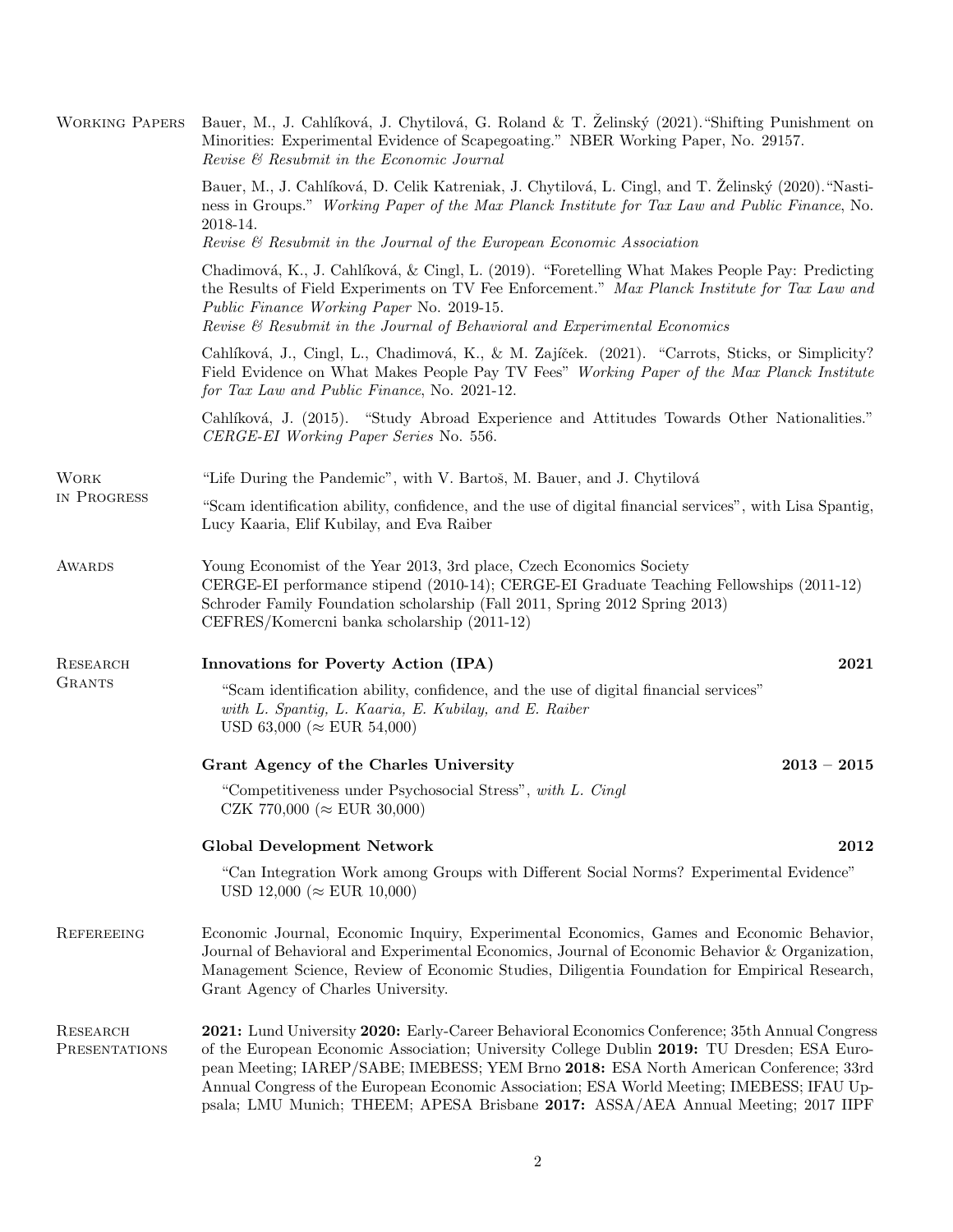## Working Papers

Bauer, M., J. Cahlíková, J. Chytilová, G. Roland & T. Želinský (2021). "Shifting Punishment on Minorities: Experimental Evidence of Scapegoating." NBER Working Paper, No. 29157.
*Revise & Resubmit in the Economic Journal*

Bauer, M., J. Cahlíková, D. Celik Katreniak, J. Chytilová, L. Cingl, and T. Želinský (2020). "Nastiness in Groups." *Working Paper of the Max Planck Institute for Tax Law and Public Finance*, No. 2018-14.
*Revise & Resubmit in the Journal of the European Economic Association*

Chadimová, K., J. Cahlíková, & Cingl, L. (2019). "Foretelling What Makes People Pay: Predicting the Results of Field Experiments on TV Fee Enforcement." *Max Planck Institute for Tax Law and Public Finance Working Paper* No. 2019-15.
*Revise & Resubmit in the Journal of Behavioral and Experimental Economics*

Cahlíková, J., Cingl, L., Chadimová, K., & M. Zajíček. (2021). "Carrots, Sticks, or Simplicity? Field Evidence on What Makes People Pay TV Fees" *Working Paper of the Max Planck Institute for Tax Law and Public Finance*, No. 2021-12.

Cahlíková, J. (2015). "Study Abroad Experience and Attitudes Towards Other Nationalities." *CERGE-EI Working Paper Series* No. 556.

## Work in Progress

"Life During the Pandemic", with V. Bartoš, M. Bauer, and J. Chytilová

"Scam identification ability, confidence, and the use of digital financial services", with Lisa Spantig, Lucy Kaaria, Elif Kubilay, and Eva Raiber

## Awards

Young Economist of the Year 2013, 3rd place, Czech Economics Society
CERGE-EI performance stipend (2010-14); CERGE-EI Graduate Teaching Fellowships (2011-12)
Schroder Family Foundation scholarship (Fall 2011, Spring 2012 Spring 2013)
CEFRES/Komercni banka scholarship (2011-12)

## Research Grants

**Innovations for Poverty Action (IPA)** **2021**

"Scam identification ability, confidence, and the use of digital financial services"
*with L. Spantig, L. Kaaria, E. Kubilay, and E. Raiber*
USD 63,000 (≈ EUR 54,000)

**Grant Agency of the Charles University** **2013 – 2015**

"Competitiveness under Psychosocial Stress", *with L. Cingl*
CZK 770,000 (≈ EUR 30,000)

**Global Development Network** **2012**

"Can Integration Work among Groups with Different Social Norms? Experimental Evidence"
USD 12,000 (≈ EUR 10,000)

## Refereeing

Economic Journal, Economic Inquiry, Experimental Economics, Games and Economic Behavior, Journal of Behavioral and Experimental Economics, Journal of Economic Behavior & Organization, Management Science, Review of Economic Studies, Diligentia Foundation for Empirical Research, Grant Agency of Charles University.

## Research Presentations

**2021:** Lund University **2020:** Early-Career Behavioral Economics Conference; 35th Annual Congress of the European Economic Association; University College Dublin **2019:** TU Dresden; ESA European Meeting; IAREP/SABE; IMEBESS; YEM Brno **2018:** ESA North American Conference; 33rd Annual Congress of the European Economic Association; ESA World Meeting; IMEBESS; IFAU Uppsala; LMU Munich; THEEM; APESA Brisbane **2017:** ASSA/AEA Annual Meeting; 2017 IIPF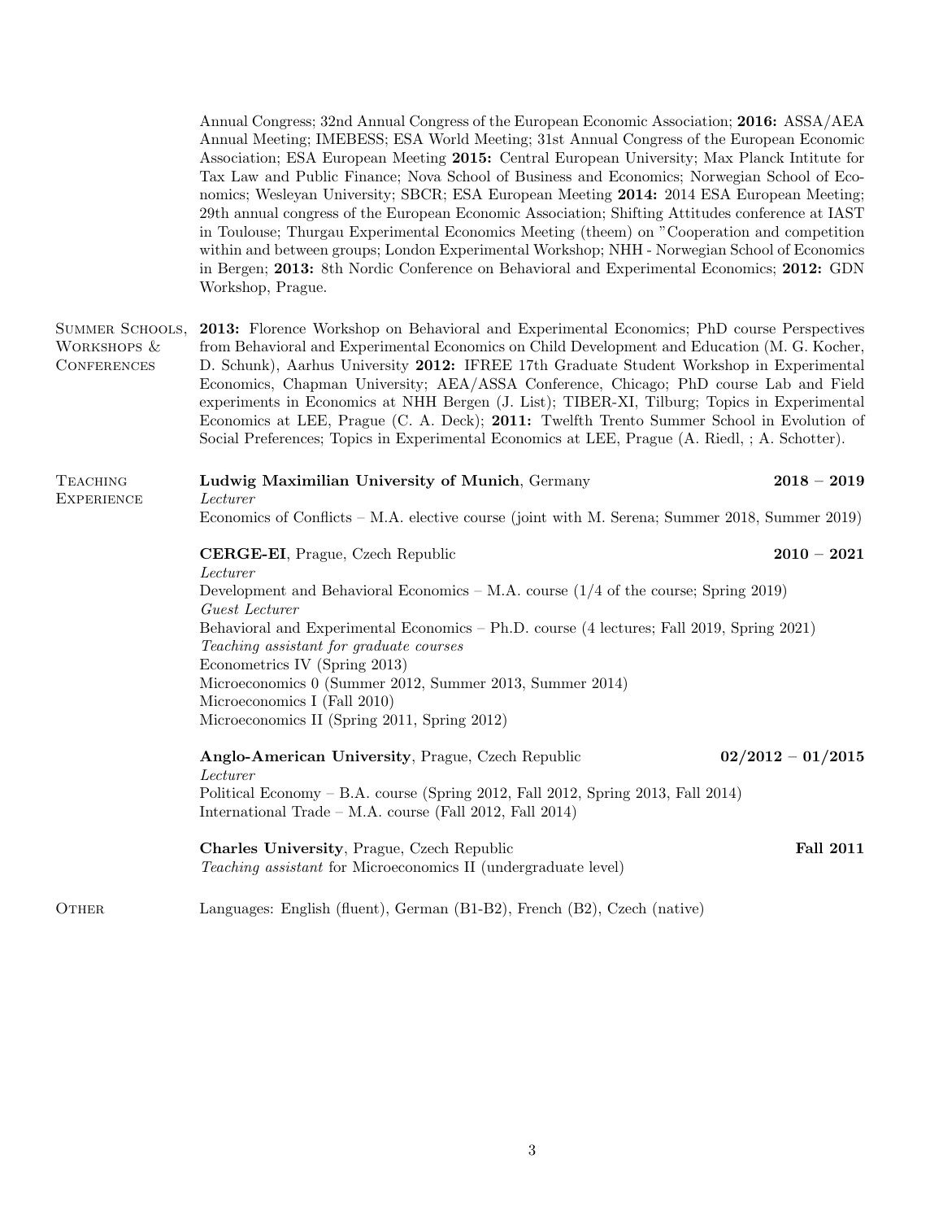Annual Congress; 32nd Annual Congress of the European Economic Association; **2016:** ASSA/AEA Annual Meeting; IMEBESS; ESA World Meeting; 31st Annual Congress of the European Economic Association; ESA European Meeting **2015:** Central European University; Max Planck Intitute for Tax Law and Public Finance; Nova School of Business and Economics; Norwegian School of Economics; Wesleyan University; SBCR; ESA European Meeting **2014:** 2014 ESA European Meeting; 29th annual congress of the European Economic Association; Shifting Attitudes conference at IAST in Toulouse; Thurgau Experimental Economics Meeting (theem) on "Cooperation and competition within and between groups; London Experimental Workshop; NHH - Norwegian School of Economics in Bergen; **2013:** 8th Nordic Conference on Behavioral and Experimental Economics; **2012:** GDN Workshop, Prague.

## Summer Schools, Workshops & Conferences

**2013:** Florence Workshop on Behavioral and Experimental Economics; PhD course Perspectives from Behavioral and Experimental Economics on Child Development and Education (M. G. Kocher, D. Schunk), Aarhus University **2012:** IFREE 17th Graduate Student Workshop in Experimental Economics, Chapman University; AEA/ASSA Conference, Chicago; PhD course Lab and Field experiments in Economics at NHH Bergen (J. List); TIBER-XI, Tilburg; Topics in Experimental Economics at LEE, Prague (C. A. Deck); **2011:** Twelfth Trento Summer School in Evolution of Social Preferences; Topics in Experimental Economics at LEE, Prague (A. Riedl, ; A. Schotter).

## Teaching Experience

**Ludwig Maximilian University of Munich**, Germany — **2018 – 2019**
*Lecturer*
Economics of Conflicts – M.A. elective course (joint with M. Serena; Summer 2018, Summer 2019)

**CERGE-EI**, Prague, Czech Republic — **2010 – 2021**
*Lecturer*
Development and Behavioral Economics – M.A. course (1/4 of the course; Spring 2019)
*Guest Lecturer*
Behavioral and Experimental Economics – Ph.D. course (4 lectures; Fall 2019, Spring 2021)
*Teaching assistant for graduate courses*
Econometrics IV (Spring 2013)
Microeconomics 0 (Summer 2012, Summer 2013, Summer 2014)
Microeconomics I (Fall 2010)
Microeconomics II (Spring 2011, Spring 2012)

**Anglo-American University**, Prague, Czech Republic — **02/2012 – 01/2015**
*Lecturer*
Political Economy – B.A. course (Spring 2012, Fall 2012, Spring 2013, Fall 2014)
International Trade – M.A. course (Fall 2012, Fall 2014)

**Charles University**, Prague, Czech Republic — **Fall 2011**
*Teaching assistant* for Microeconomics II (undergraduate level)

## Other

Languages: English (fluent), German (B1-B2), French (B2), Czech (native)